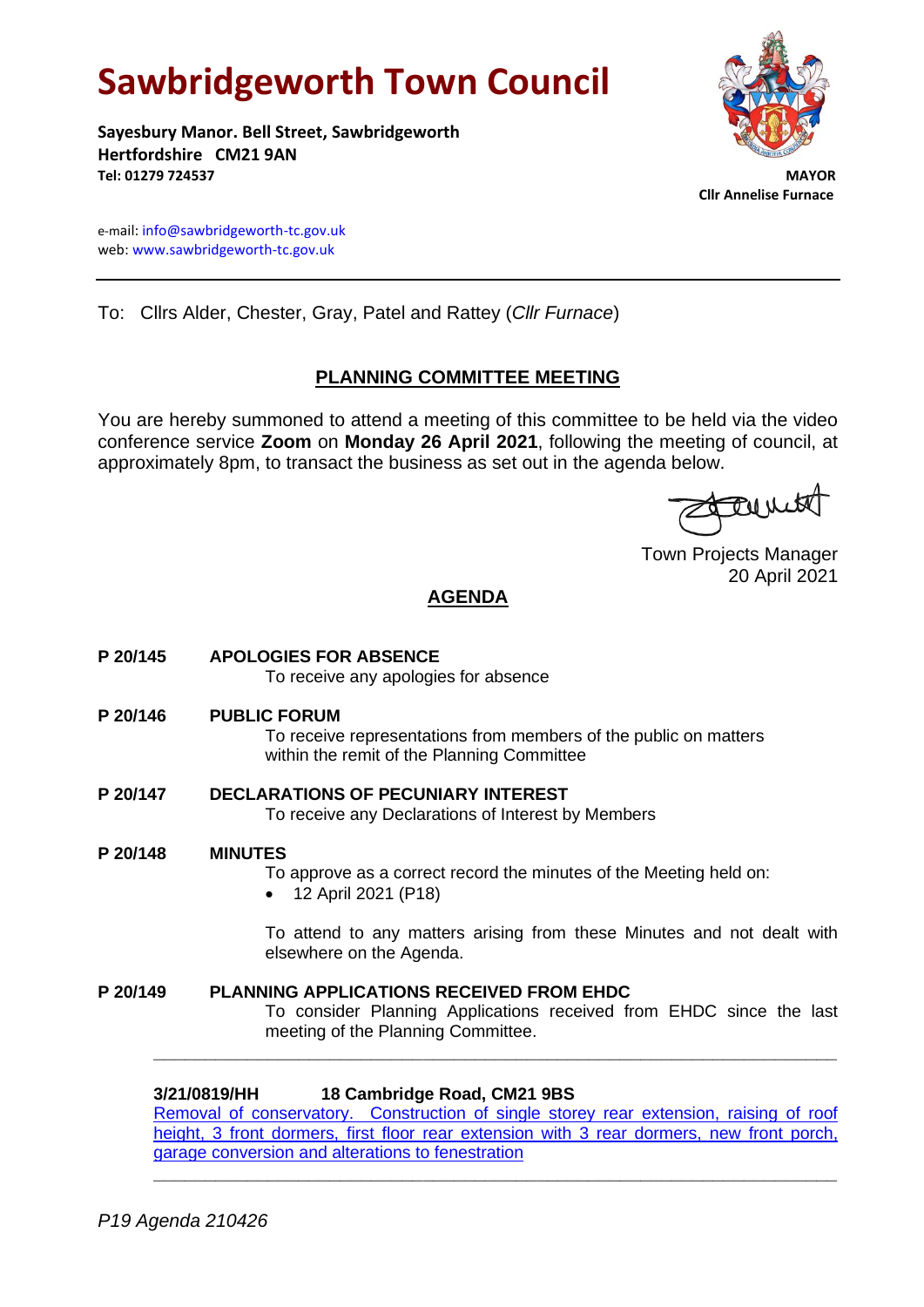# Sawbridgeworth Town Council

**Sayesbury Manor. Bell Street, Sawbridgeworth**
**Hertfordshire CM21 9AN**
**Tel: 01279 724537**

**MAYOR**
**Cllr Annelise Furnace**

e-mail: info@sawbridgeworth-tc.gov.uk
web: www.sawbridgeworth-tc.gov.uk

---

To: Cllrs Alder, Chester, Gray, Patel and Rattey (*Cllr Furnace*)

## PLANNING COMMITTEE MEETING

You are hereby summoned to attend a meeting of this committee to be held via the video conference service **Zoom** on **Monday 26 April 2021**, following the meeting of council, at approximately 8pm, to transact the business as set out in the agenda below.

Town Projects Manager
20 April 2021

## AGENDA

**P 20/145 APOLOGIES FOR ABSENCE**
To receive any apologies for absence

**P 20/146 PUBLIC FORUM**
To receive representations from members of the public on matters within the remit of the Planning Committee

**P 20/147 DECLARATIONS OF PECUNIARY INTEREST**
To receive any Declarations of Interest by Members

**P 20/148 MINUTES**
To approve as a correct record the minutes of the Meeting held on:

- 12 April 2021 (P18)

To attend to any matters arising from these Minutes and not dealt with elsewhere on the Agenda.

**P 20/149 PLANNING APPLICATIONS RECEIVED FROM EHDC**
To consider Planning Applications received from EHDC since the last meeting of the Planning Committee.

---

**3/21/0819/HH 18 Cambridge Road, CM21 9BS**
Removal of conservatory. Construction of single storey rear extension, raising of roof height, 3 front dormers, first floor rear extension with 3 rear dormers, new front porch, garage conversion and alterations to fenestration

---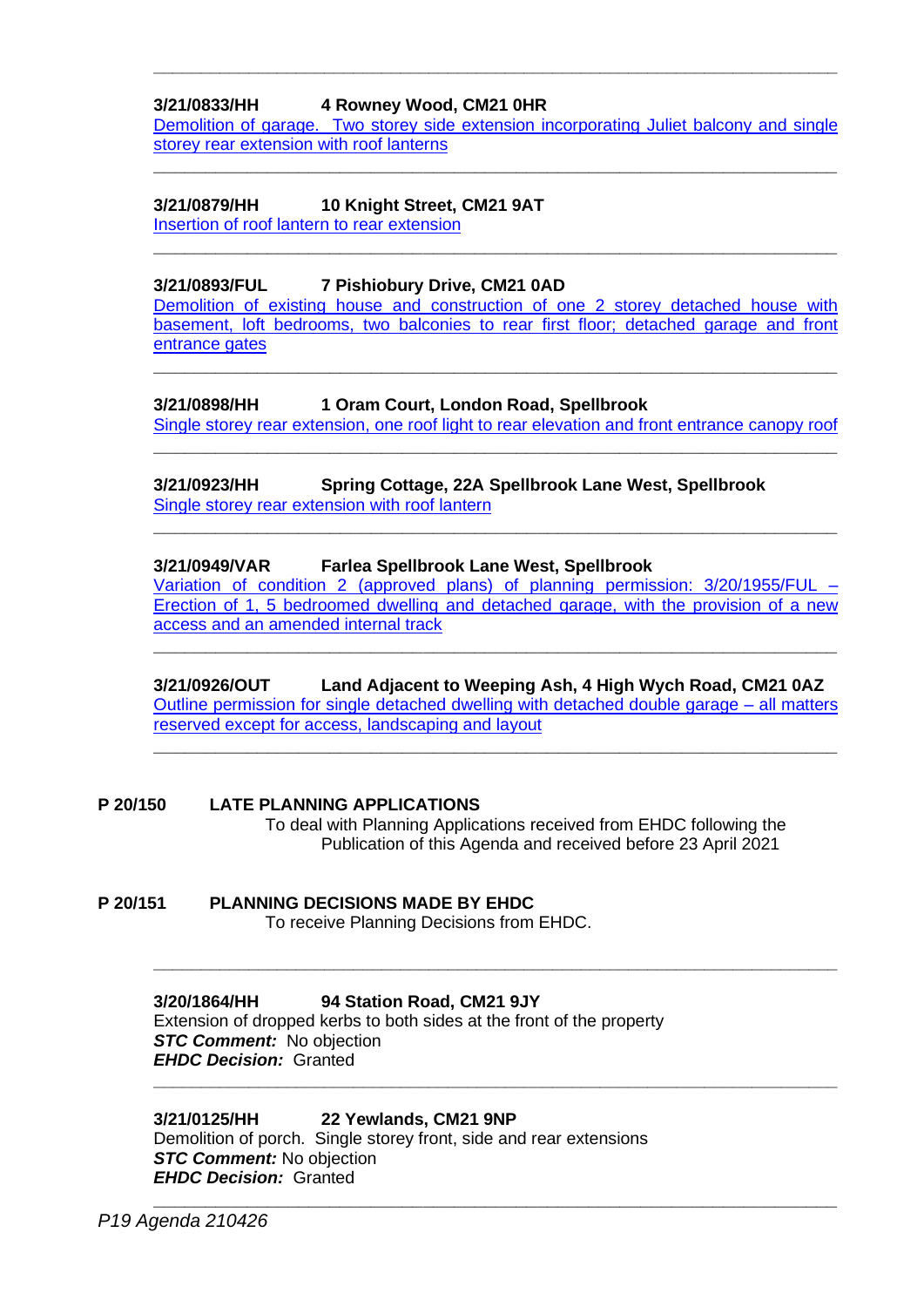---

**3/21/0833/HH 4 Rowney Wood, CM21 0HR**
Demolition of garage. Two storey side extension incorporating Juliet balcony and single storey rear extension with roof lanterns

---

**3/21/0879/HH 10 Knight Street, CM21 9AT**
Insertion of roof lantern to rear extension

---

**3/21/0893/FUL 7 Pishiobury Drive, CM21 0AD**
Demolition of existing house and construction of one 2 storey detached house with basement, loft bedrooms, two balconies to rear first floor; detached garage and front entrance gates

---

**3/21/0898/HH 1 Oram Court, London Road, Spellbrook**
Single storey rear extension, one roof light to rear elevation and front entrance canopy roof

---

**3/21/0923/HH Spring Cottage, 22A Spellbrook Lane West, Spellbrook**
Single storey rear extension with roof lantern

---

**3/21/0949/VAR Farlea Spellbrook Lane West, Spellbrook**
Variation of condition 2 (approved plans) of planning permission: 3/20/1955/FUL – Erection of 1, 5 bedroomed dwelling and detached garage, with the provision of a new access and an amended internal track

---

**3/21/0926/OUT Land Adjacent to Weeping Ash, 4 High Wych Road, CM21 0AZ**
Outline permission for single detached dwelling with detached double garage – all matters reserved except for access, landscaping and layout

---

**P 20/150 LATE PLANNING APPLICATIONS**
To deal with Planning Applications received from EHDC following the Publication of this Agenda and received before 23 April 2021

**P 20/151 PLANNING DECISIONS MADE BY EHDC**
To receive Planning Decisions from EHDC.

---

**3/20/1864/HH 94 Station Road, CM21 9JY**
Extension of dropped kerbs to both sides at the front of the property
***STC Comment:*** No objection
***EHDC Decision:*** Granted

---

**3/21/0125/HH 22 Yewlands, CM21 9NP**
Demolition of porch. Single storey front, side and rear extensions
***STC Comment:*** No objection
***EHDC Decision:*** Granted

---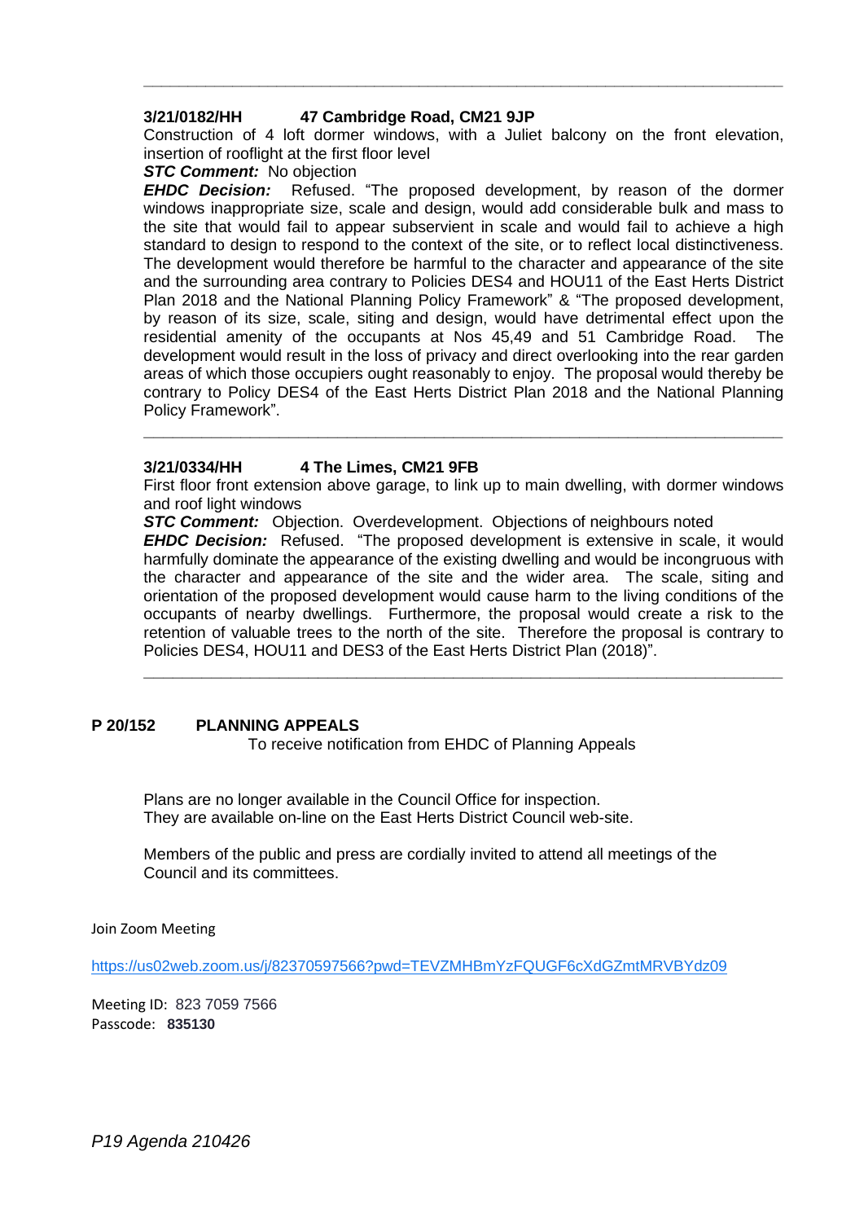**3/21/0182/HH 47 Cambridge Road, CM21 9JP**

Construction of 4 loft dormer windows, with a Juliet balcony on the front elevation, insertion of rooflight at the first floor level

***STC Comment:*** No objection

***EHDC Decision:*** Refused. "The proposed development, by reason of the dormer windows inappropriate size, scale and design, would add considerable bulk and mass to the site that would fail to appear subservient in scale and would fail to achieve a high standard to design to respond to the context of the site, or to reflect local distinctiveness. The development would therefore be harmful to the character and appearance of the site and the surrounding area contrary to Policies DES4 and HOU11 of the East Herts District Plan 2018 and the National Planning Policy Framework" & "The proposed development, by reason of its size, scale, siting and design, would have detrimental effect upon the residential amenity of the occupants at Nos 45,49 and 51 Cambridge Road. The development would result in the loss of privacy and direct overlooking into the rear garden areas of which those occupiers ought reasonably to enjoy. The proposal would thereby be contrary to Policy DES4 of the East Herts District Plan 2018 and the National Planning Policy Framework".

---

**3/21/0334/HH 4 The Limes, CM21 9FB**

First floor front extension above garage, to link up to main dwelling, with dormer windows and roof light windows

***STC Comment:*** Objection. Overdevelopment. Objections of neighbours noted

***EHDC Decision:*** Refused. "The proposed development is extensive in scale, it would harmfully dominate the appearance of the existing dwelling and would be incongruous with the character and appearance of the site and the wider area. The scale, siting and orientation of the proposed development would cause harm to the living conditions of the occupants of nearby dwellings. Furthermore, the proposal would create a risk to the retention of valuable trees to the north of the site. Therefore the proposal is contrary to Policies DES4, HOU11 and DES3 of the East Herts District Plan (2018)".

---

**P 20/152 PLANNING APPEALS**

To receive notification from EHDC of Planning Appeals

Plans are no longer available in the Council Office for inspection.
They are available on-line on the East Herts District Council web-site.

Members of the public and press are cordially invited to attend all meetings of the Council and its committees.

Join Zoom Meeting

https://us02web.zoom.us/j/82370597566?pwd=TEVZMHBmYzFQUGF6cXdGZmtMRVBYdz09

Meeting ID: 823 7059 7566
Passcode: **835130**

*P19 Agenda 210426*